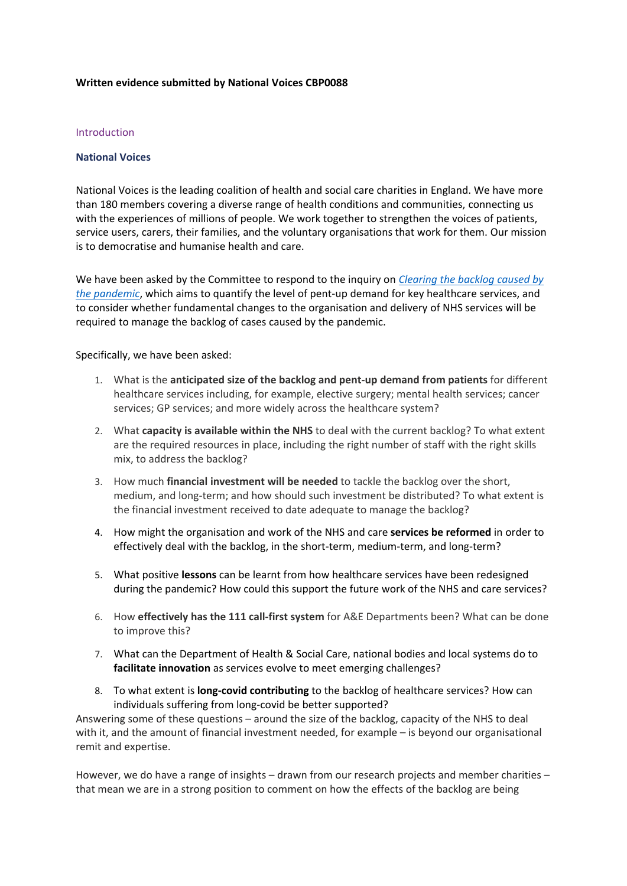**Written evidence submitted by National Voices CBP0088**

## Introduction

### National Voices

National Voices is the leading coalition of health and social care charities in England. We have more than 180 members covering a diverse range of health conditions and communities, connecting us with the experiences of millions of people. We work together to strengthen the voices of patients, service users, carers, their families, and the voluntary organisations that work for them. Our mission is to democratise and humanise health and care.

We have been asked by the Committee to respond to the inquiry on *Clearing the backlog caused by the pandemic*, which aims to quantify the level of pent-up demand for key healthcare services, and to consider whether fundamental changes to the organisation and delivery of NHS services will be required to manage the backlog of cases caused by the pandemic.

Specifically, we have been asked:

1. What is the **anticipated size of the backlog and pent-up demand from patients** for different healthcare services including, for example, elective surgery; mental health services; cancer services; GP services; and more widely across the healthcare system?
2. What **capacity is available within the NHS** to deal with the current backlog? To what extent are the required resources in place, including the right number of staff with the right skills mix, to address the backlog?
3. How much **financial investment will be needed** to tackle the backlog over the short, medium, and long-term; and how should such investment be distributed? To what extent is the financial investment received to date adequate to manage the backlog?
4. How might the organisation and work of the NHS and care **services be reformed** in order to effectively deal with the backlog, in the short-term, medium-term, and long-term?
5. What positive **lessons** can be learnt from how healthcare services have been redesigned during the pandemic? How could this support the future work of the NHS and care services?
6. How **effectively has the 111 call-first system** for A&E Departments been? What can be done to improve this?
7. What can the Department of Health & Social Care, national bodies and local systems do to **facilitate innovation** as services evolve to meet emerging challenges?
8. To what extent is **long-covid contributing** to the backlog of healthcare services? How can individuals suffering from long-covid be better supported?

Answering some of these questions – around the size of the backlog, capacity of the NHS to deal with it, and the amount of financial investment needed, for example – is beyond our organisational remit and expertise.

However, we do have a range of insights – drawn from our research projects and member charities – that mean we are in a strong position to comment on how the effects of the backlog are being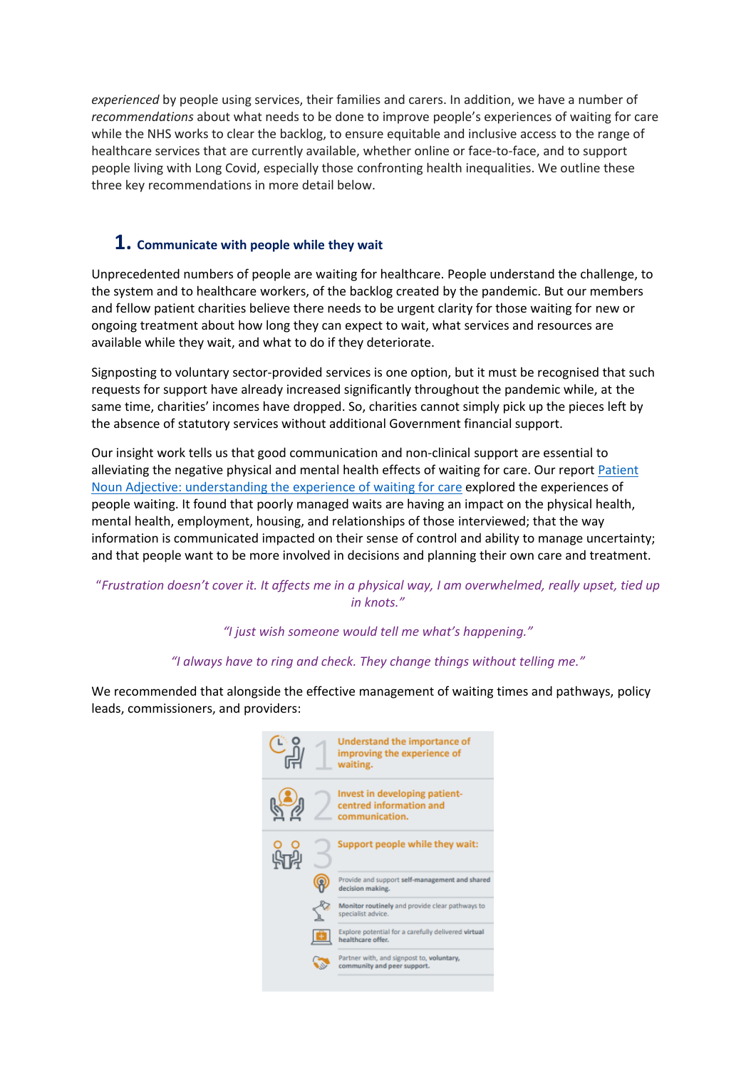*experienced* by people using services, their families and carers. In addition, we have a number of *recommendations* about what needs to be done to improve people's experiences of waiting for care while the NHS works to clear the backlog, to ensure equitable and inclusive access to the range of healthcare services that are currently available, whether online or face-to-face, and to support people living with Long Covid, especially those confronting health inequalities. We outline these three key recommendations in more detail below.

## 1. Communicate with people while they wait

Unprecedented numbers of people are waiting for healthcare. People understand the challenge, to the system and to healthcare workers, of the backlog created by the pandemic. But our members and fellow patient charities believe there needs to be urgent clarity for those waiting for new or ongoing treatment about how long they can expect to wait, what services and resources are available while they wait, and what to do if they deteriorate.

Signposting to voluntary sector-provided services is one option, but it must be recognised that such requests for support have already increased significantly throughout the pandemic while, at the same time, charities' incomes have dropped. So, charities cannot simply pick up the pieces left by the absence of statutory services without additional Government financial support.

Our insight work tells us that good communication and non-clinical support are essential to alleviating the negative physical and mental health effects of waiting for care. Our report Patient Noun Adjective: understanding the experience of waiting for care explored the experiences of people waiting. It found that poorly managed waits are having an impact on the physical health, mental health, employment, housing, and relationships of those interviewed; that the way information is communicated impacted on their sense of control and ability to manage uncertainty; and that people want to be more involved in decisions and planning their own care and treatment.

*"Frustration doesn't cover it. It affects me in a physical way, I am overwhelmed, really upset, tied up in knots."*

*"I just wish someone would tell me what's happening."*

*"I always have to ring and check. They change things without telling me."*

We recommended that alongside the effective management of waiting times and pathways, policy leads, commissioners, and providers:

1. **Understand the importance of improving the experience of waiting.**
2. **Invest in developing patient-centred information and communication.**
3. **Support people while they wait:**
   - Provide and support **self-management and shared decision making.**
   - **Monitor routinely** and provide clear pathways to specialist advice.
   - Explore potential for a carefully delivered **virtual healthcare offer.**
   - Partner with, and signpost to, **voluntary, community and peer support.**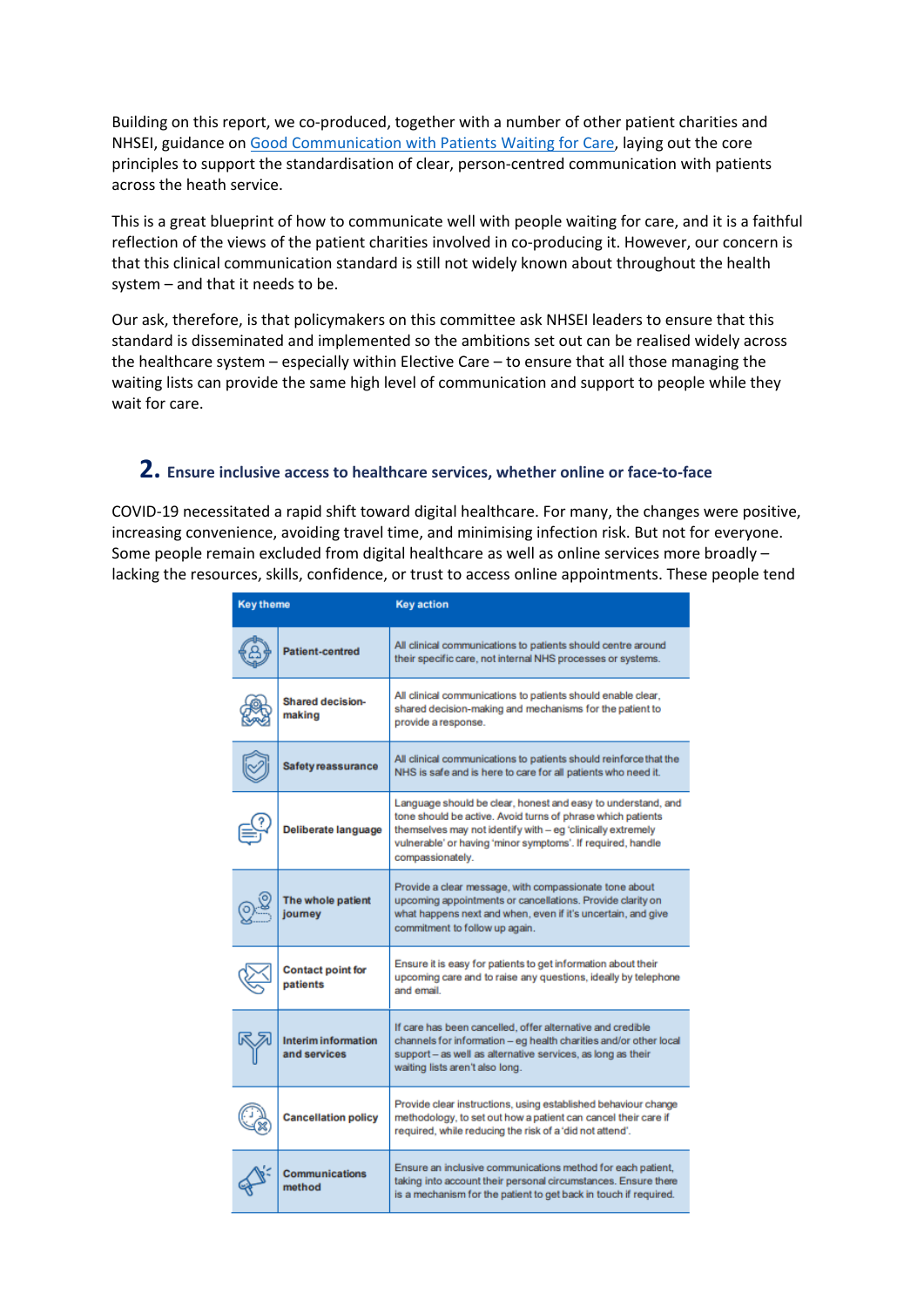Building on this report, we co-produced, together with a number of other patient charities and NHSEI, guidance on [Good Communication with Patients Waiting for Care](#), laying out the core principles to support the standardisation of clear, person-centred communication with patients across the heath service.

This is a great blueprint of how to communicate well with people waiting for care, and it is a faithful reflection of the views of the patient charities involved in co-producing it. However, our concern is that this clinical communication standard is still not widely known about throughout the health system – and that it needs to be.

Our ask, therefore, is that policymakers on this committee ask NHSEI leaders to ensure that this standard is disseminated and implemented so the ambitions set out can be realised widely across the healthcare system – especially within Elective Care – to ensure that all those managing the waiting lists can provide the same high level of communication and support to people while they wait for care.

## 2. Ensure inclusive access to healthcare services, whether online or face-to-face

COVID-19 necessitated a rapid shift toward digital healthcare. For many, the changes were positive, increasing convenience, avoiding travel time, and minimising infection risk. But not for everyone. Some people remain excluded from digital healthcare as well as online services more broadly – lacking the resources, skills, confidence, or trust to access online appointments. These people tend

| Key theme | Key action |
|---|---|
| Patient-centred | All clinical communications to patients should centre around their specific care, not internal NHS processes or systems. |
| Shared decision-making | All clinical communications to patients should enable clear, shared decision-making and mechanisms for the patient to provide a response. |
| Safety reassurance | All clinical communications to patients should reinforce that the NHS is safe and is here to care for all patients who need it. |
| Deliberate language | Language should be clear, honest and easy to understand, and tone should be active. Avoid turns of phrase which patients themselves may not identify with – eg 'clinically extremely vulnerable' or having 'minor symptoms'. If required, handle compassionately. |
| The whole patient journey | Provide a clear message, with compassionate tone about upcoming appointments or cancellations. Provide clarity on what happens next and when, even if it's uncertain, and give commitment to follow up again. |
| Contact point for patients | Ensure it is easy for patients to get information about their upcoming care and to raise any questions, ideally by telephone and email. |
| Interim information and services | If care has been cancelled, offer alternative and credible channels for information – eg health charities and/or other local support – as well as alternative services, as long as their waiting lists aren't also long. |
| Cancellation policy | Provide clear instructions, using established behaviour change methodology, to set out how a patient can cancel their care if required, while reducing the risk of a 'did not attend'. |
| Communications method | Ensure an inclusive communications method for each patient, taking into account their personal circumstances. Ensure there is a mechanism for the patient to get back in touch if required. |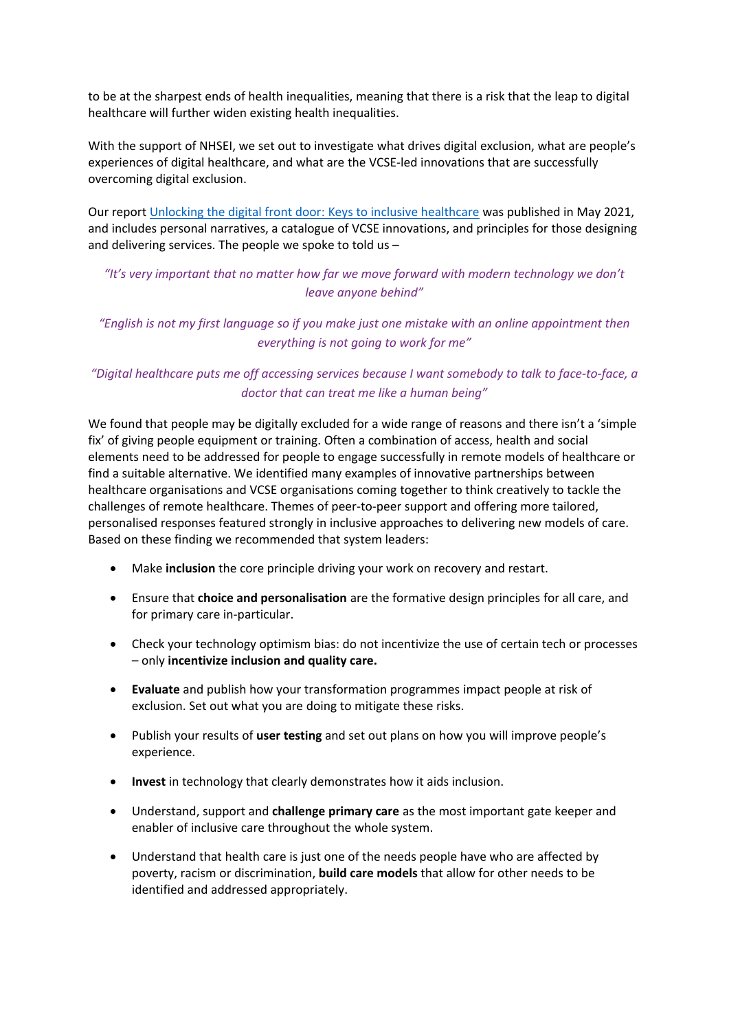to be at the sharpest ends of health inequalities, meaning that there is a risk that the leap to digital healthcare will further widen existing health inequalities.

With the support of NHSEI, we set out to investigate what drives digital exclusion, what are people's experiences of digital healthcare, and what are the VCSE-led innovations that are successfully overcoming digital exclusion.

Our report Unlocking the digital front door: Keys to inclusive healthcare was published in May 2021, and includes personal narratives, a catalogue of VCSE innovations, and principles for those designing and delivering services. The people we spoke to told us –

*"It's very important that no matter how far we move forward with modern technology we don't leave anyone behind"*

*"English is not my first language so if you make just one mistake with an online appointment then everything is not going to work for me"*

*"Digital healthcare puts me off accessing services because I want somebody to talk to face-to-face, a doctor that can treat me like a human being"*

We found that people may be digitally excluded for a wide range of reasons and there isn't a 'simple fix' of giving people equipment or training. Often a combination of access, health and social elements need to be addressed for people to engage successfully in remote models of healthcare or find a suitable alternative. We identified many examples of innovative partnerships between healthcare organisations and VCSE organisations coming together to think creatively to tackle the challenges of remote healthcare. Themes of peer-to-peer support and offering more tailored, personalised responses featured strongly in inclusive approaches to delivering new models of care. Based on these finding we recommended that system leaders:

- Make **inclusion** the core principle driving your work on recovery and restart.
- Ensure that **choice and personalisation** are the formative design principles for all care, and for primary care in-particular.
- Check your technology optimism bias: do not incentivize the use of certain tech or processes – only **incentivize inclusion and quality care.**
- **Evaluate** and publish how your transformation programmes impact people at risk of exclusion. Set out what you are doing to mitigate these risks.
- Publish your results of **user testing** and set out plans on how you will improve people's experience.
- **Invest** in technology that clearly demonstrates how it aids inclusion.
- Understand, support and **challenge primary care** as the most important gate keeper and enabler of inclusive care throughout the whole system.
- Understand that health care is just one of the needs people have who are affected by poverty, racism or discrimination, **build care models** that allow for other needs to be identified and addressed appropriately.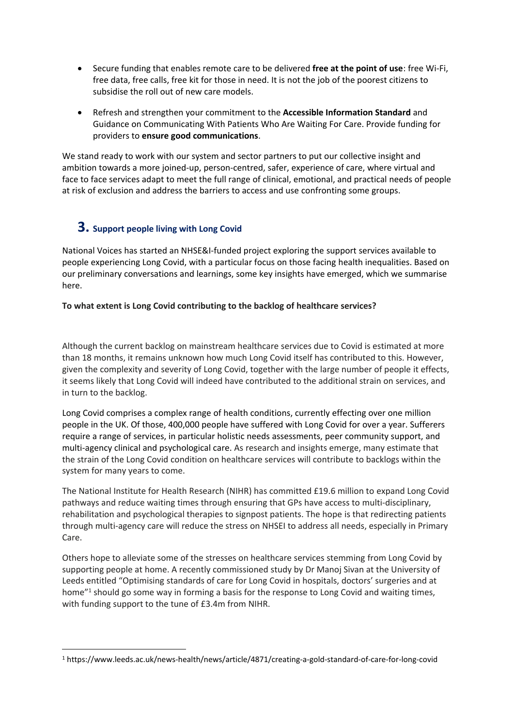- Secure funding that enables remote care to be delivered **free at the point of use**: free Wi-Fi, free data, free calls, free kit for those in need. It is not the job of the poorest citizens to subsidise the roll out of new care models.
- Refresh and strengthen your commitment to the **Accessible Information Standard** and Guidance on Communicating With Patients Who Are Waiting For Care. Provide funding for providers to **ensure good communications**.

We stand ready to work with our system and sector partners to put our collective insight and ambition towards a more joined-up, person-centred, safer, experience of care, where virtual and face to face services adapt to meet the full range of clinical, emotional, and practical needs of people at risk of exclusion and address the barriers to access and use confronting some groups.

## 3. Support people living with Long Covid

National Voices has started an NHSE&I-funded project exploring the support services available to people experiencing Long Covid, with a particular focus on those facing health inequalities. Based on our preliminary conversations and learnings, some key insights have emerged, which we summarise here.

**To what extent is Long Covid contributing to the backlog of healthcare services?**

Although the current backlog on mainstream healthcare services due to Covid is estimated at more than 18 months, it remains unknown how much Long Covid itself has contributed to this. However, given the complexity and severity of Long Covid, together with the large number of people it effects, it seems likely that Long Covid will indeed have contributed to the additional strain on services, and in turn to the backlog.

Long Covid comprises a complex range of health conditions, currently effecting over one million people in the UK. Of those, 400,000 people have suffered with Long Covid for over a year. Sufferers require a range of services, in particular holistic needs assessments, peer community support, and multi-agency clinical and psychological care. As research and insights emerge, many estimate that the strain of the Long Covid condition on healthcare services will contribute to backlogs within the system for many years to come.

The National Institute for Health Research (NIHR) has committed £19.6 million to expand Long Covid pathways and reduce waiting times through ensuring that GPs have access to multi-disciplinary, rehabilitation and psychological therapies to signpost patients. The hope is that redirecting patients through multi-agency care will reduce the stress on NHSEI to address all needs, especially in Primary Care.

Others hope to alleviate some of the stresses on healthcare services stemming from Long Covid by supporting people at home. A recently commissioned study by Dr Manoj Sivan at the University of Leeds entitled "Optimising standards of care for Long Covid in hospitals, doctors' surgeries and at home"[1] should go some way in forming a basis for the response to Long Covid and waiting times, with funding support to the tune of £3.4m from NIHR.

[1] https://www.leeds.ac.uk/news-health/news/article/4871/creating-a-gold-standard-of-care-for-long-covid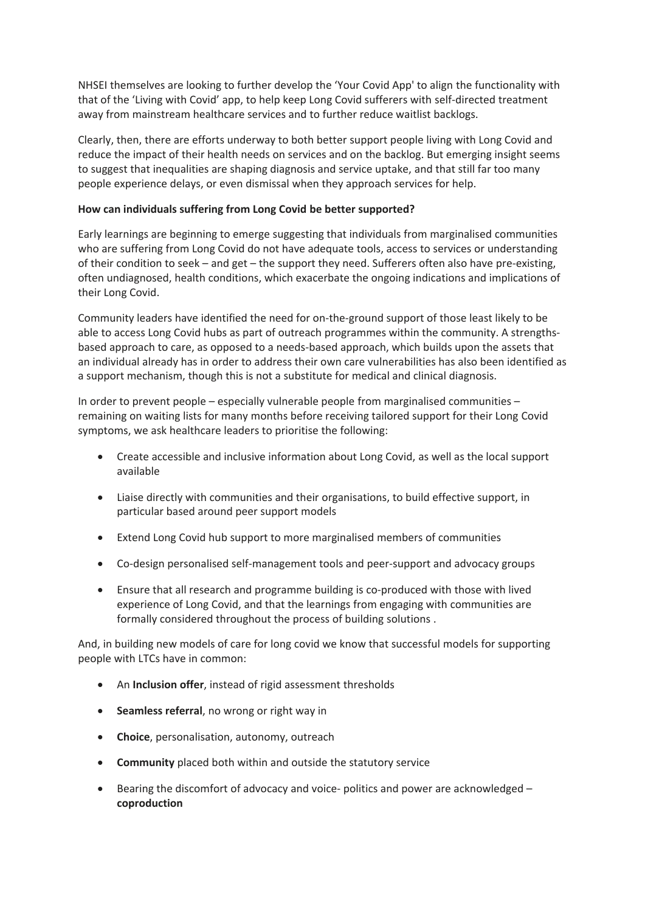NHSEI themselves are looking to further develop the 'Your Covid App' to align the functionality with that of the 'Living with Covid' app, to help keep Long Covid sufferers with self-directed treatment away from mainstream healthcare services and to further reduce waitlist backlogs.

Clearly, then, there are efforts underway to both better support people living with Long Covid and reduce the impact of their health needs on services and on the backlog. But emerging insight seems to suggest that inequalities are shaping diagnosis and service uptake, and that still far too many people experience delays, or even dismissal when they approach services for help.

**How can individuals suffering from Long Covid be better supported?**

Early learnings are beginning to emerge suggesting that individuals from marginalised communities who are suffering from Long Covid do not have adequate tools, access to services or understanding of their condition to seek – and get – the support they need. Sufferers often also have pre-existing, often undiagnosed, health conditions, which exacerbate the ongoing indications and implications of their Long Covid.

Community leaders have identified the need for on-the-ground support of those least likely to be able to access Long Covid hubs as part of outreach programmes within the community. A strengths-based approach to care, as opposed to a needs-based approach, which builds upon the assets that an individual already has in order to address their own care vulnerabilities has also been identified as a support mechanism, though this is not a substitute for medical and clinical diagnosis.

In order to prevent people – especially vulnerable people from marginalised communities – remaining on waiting lists for many months before receiving tailored support for their Long Covid symptoms, we ask healthcare leaders to prioritise the following:

- Create accessible and inclusive information about Long Covid, as well as the local support available
- Liaise directly with communities and their organisations, to build effective support, in particular based around peer support models
- Extend Long Covid hub support to more marginalised members of communities
- Co-design personalised self-management tools and peer-support and advocacy groups
- Ensure that all research and programme building is co-produced with those with lived experience of Long Covid, and that the learnings from engaging with communities are formally considered throughout the process of building solutions .

And, in building new models of care for long covid we know that successful models for supporting people with LTCs have in common:

- An **Inclusion offer**, instead of rigid assessment thresholds
- **Seamless referral**, no wrong or right way in
- **Choice**, personalisation, autonomy, outreach
- **Community** placed both within and outside the statutory service
- Bearing the discomfort of advocacy and voice- politics and power are acknowledged – **coproduction**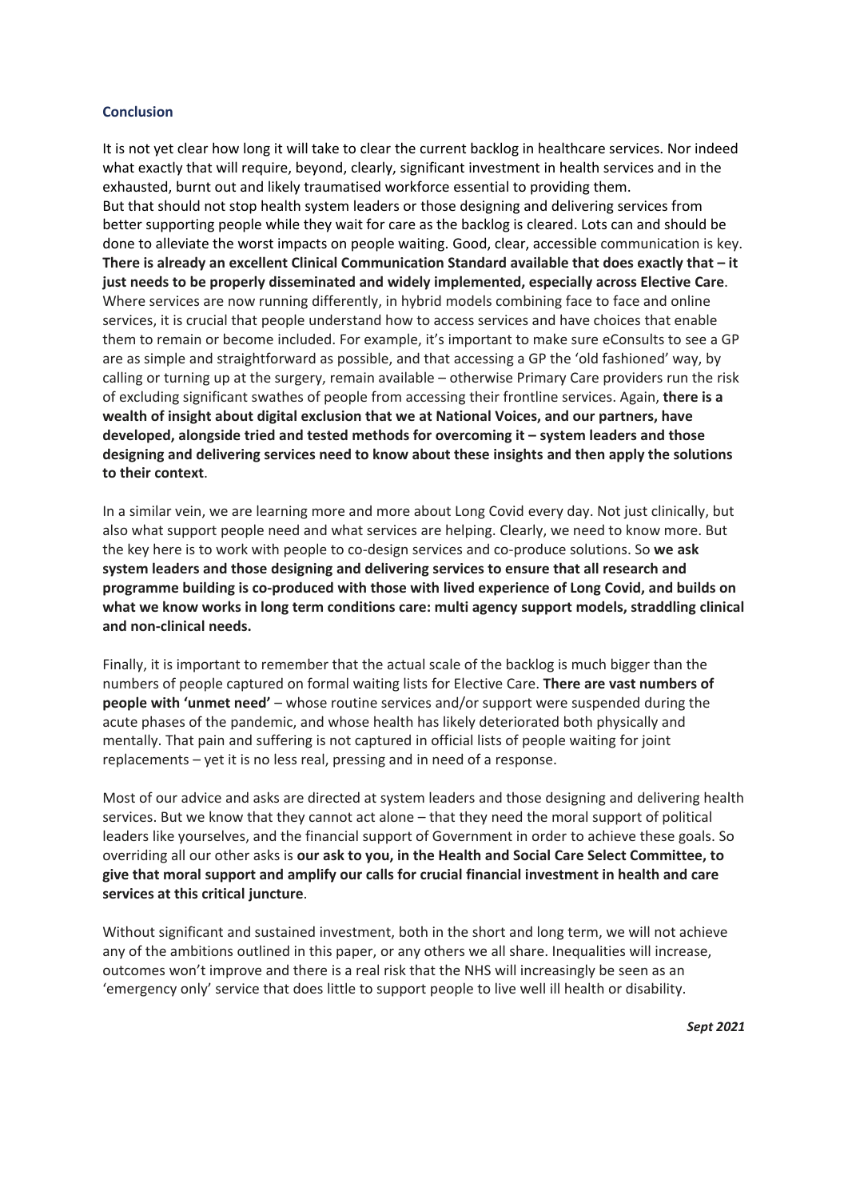### Conclusion

It is not yet clear how long it will take to clear the current backlog in healthcare services. Nor indeed what exactly that will require, beyond, clearly, significant investment in health services and in the exhausted, burnt out and likely traumatised workforce essential to providing them.
But that should not stop health system leaders or those designing and delivering services from better supporting people while they wait for care as the backlog is cleared. Lots can and should be done to alleviate the worst impacts on people waiting. Good, clear, accessible communication is key. **There is already an excellent Clinical Communication Standard available that does exactly that – it just needs to be properly disseminated and widely implemented, especially across Elective Care**. Where services are now running differently, in hybrid models combining face to face and online services, it is crucial that people understand how to access services and have choices that enable them to remain or become included. For example, it's important to make sure eConsults to see a GP are as simple and straightforward as possible, and that accessing a GP the 'old fashioned' way, by calling or turning up at the surgery, remain available – otherwise Primary Care providers run the risk of excluding significant swathes of people from accessing their frontline services. Again, **there is a wealth of insight about digital exclusion that we at National Voices, and our partners, have developed, alongside tried and tested methods for overcoming it – system leaders and those designing and delivering services need to know about these insights and then apply the solutions to their context**.

In a similar vein, we are learning more and more about Long Covid every day. Not just clinically, but also what support people need and what services are helping. Clearly, we need to know more. But the key here is to work with people to co-design services and co-produce solutions. So **we ask system leaders and those designing and delivering services to ensure that all research and programme building is co-produced with those with lived experience of Long Covid, and builds on what we know works in long term conditions care: multi agency support models, straddling clinical and non-clinical needs.**

Finally, it is important to remember that the actual scale of the backlog is much bigger than the numbers of people captured on formal waiting lists for Elective Care. **There are vast numbers of people with 'unmet need'** – whose routine services and/or support were suspended during the acute phases of the pandemic, and whose health has likely deteriorated both physically and mentally. That pain and suffering is not captured in official lists of people waiting for joint replacements – yet it is no less real, pressing and in need of a response.

Most of our advice and asks are directed at system leaders and those designing and delivering health services. But we know that they cannot act alone – that they need the moral support of political leaders like yourselves, and the financial support of Government in order to achieve these goals. So overriding all our other asks is **our ask to you, in the Health and Social Care Select Committee, to give that moral support and amplify our calls for crucial financial investment in health and care services at this critical juncture**.

Without significant and sustained investment, both in the short and long term, we will not achieve any of the ambitions outlined in this paper, or any others we all share. Inequalities will increase, outcomes won't improve and there is a real risk that the NHS will increasingly be seen as an 'emergency only' service that does little to support people to live well ill health or disability.

***Sept 2021***